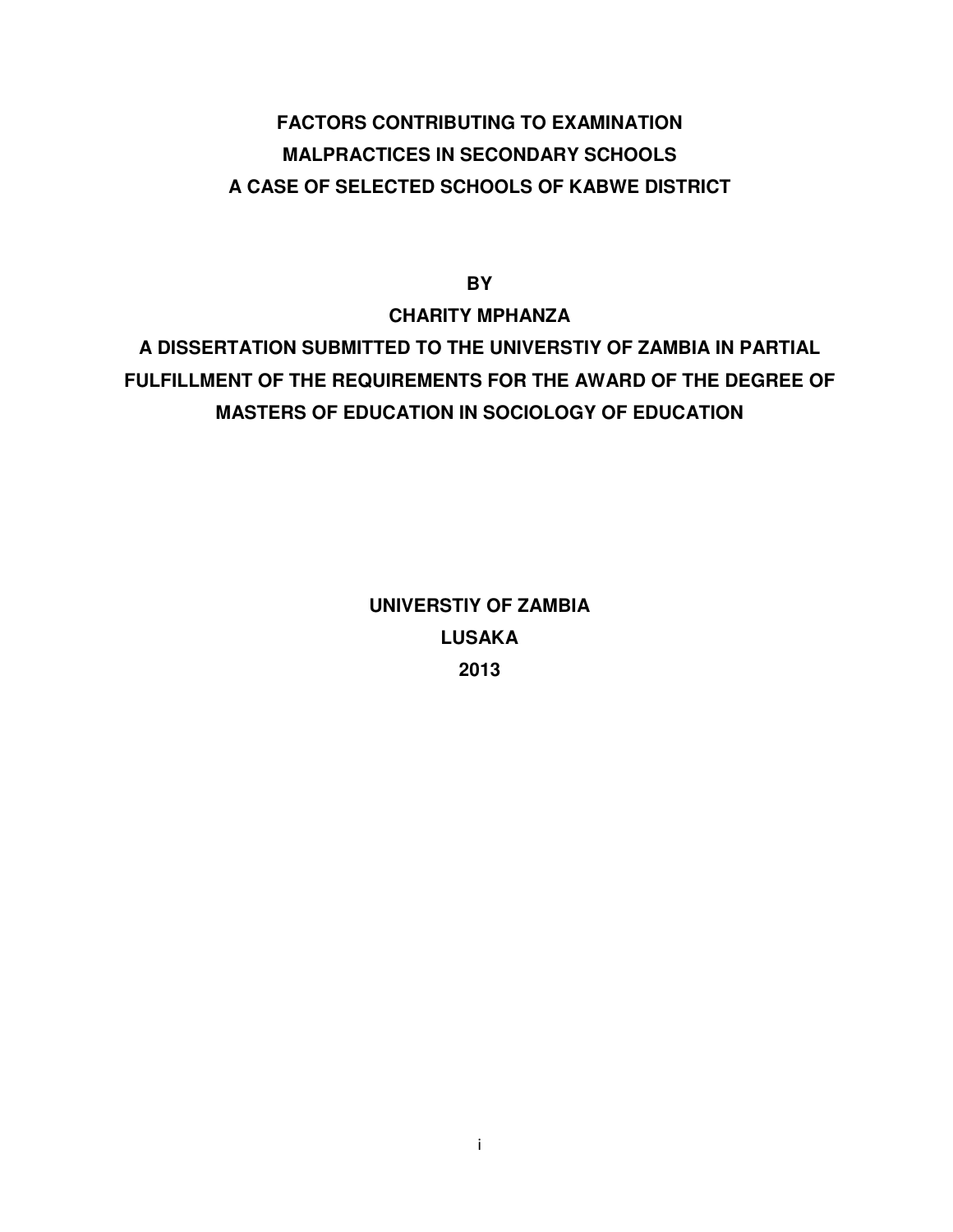# FACTORS CONTRIBUTING TO EXAMINATION MALPRACTICES IN SECONDARY SCHOOLS A CASE OF SELECTED SCHOOLS OF KABWE DISTRICT

**BY**

**CHARITY MPHANZA**

**A DISSERTATION SUBMITTED TO THE UNIVERSTIY OF ZAMBIA IN PARTIAL FULFILLMENT OF THE REQUIREMENTS FOR THE AWARD OF THE DEGREE OF MASTERS OF EDUCATION IN SOCIOLOGY OF EDUCATION**

**UNIVERSTIY OF ZAMBIA**

**LUSAKA**

**2013**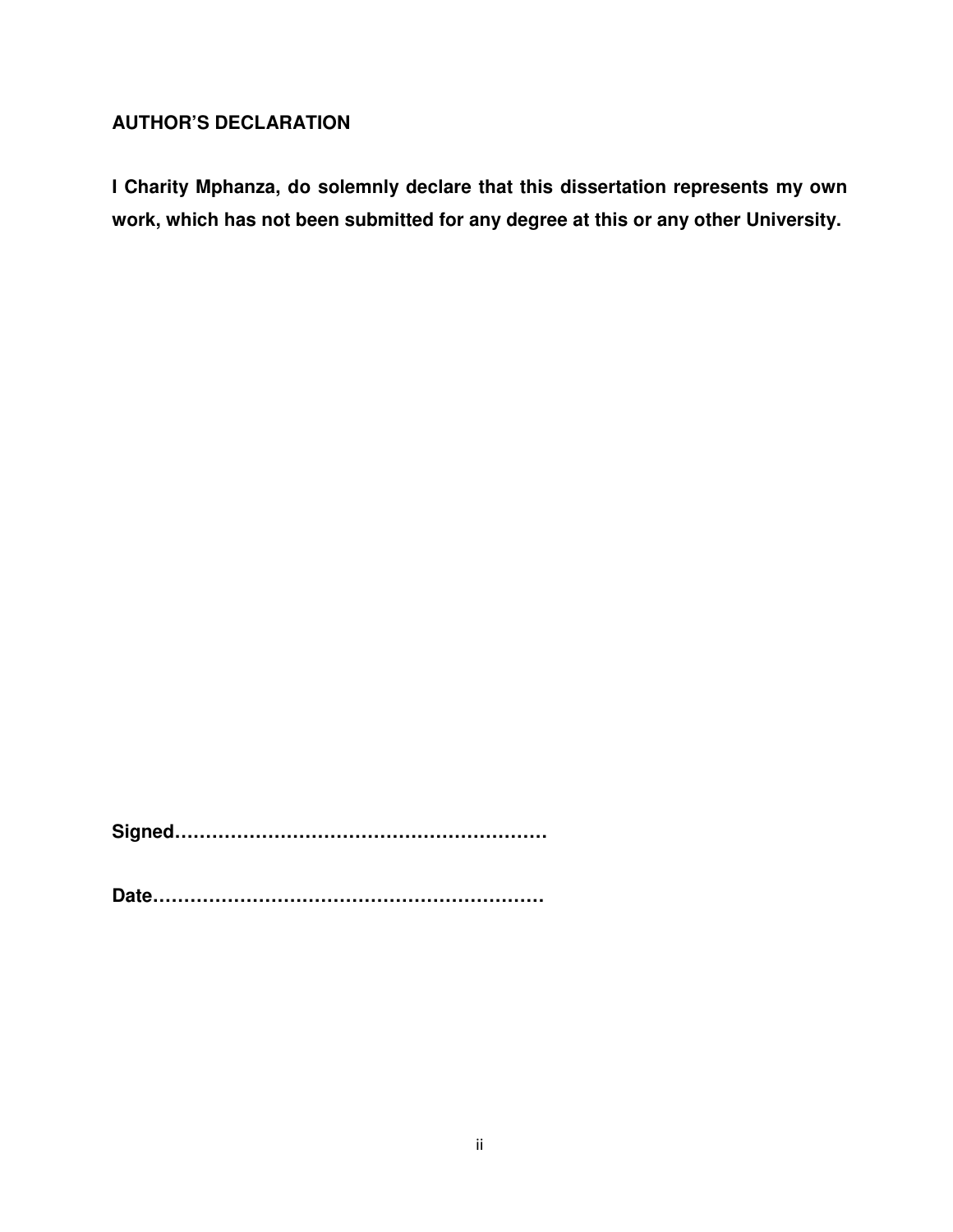## AUTHOR'S DECLARATION

**I Charity Mphanza, do solemnly declare that this dissertation represents my own work, which has not been submitted for any degree at this or any other University.**

**Signed……………………………………………………**

**Date………………………………………………………**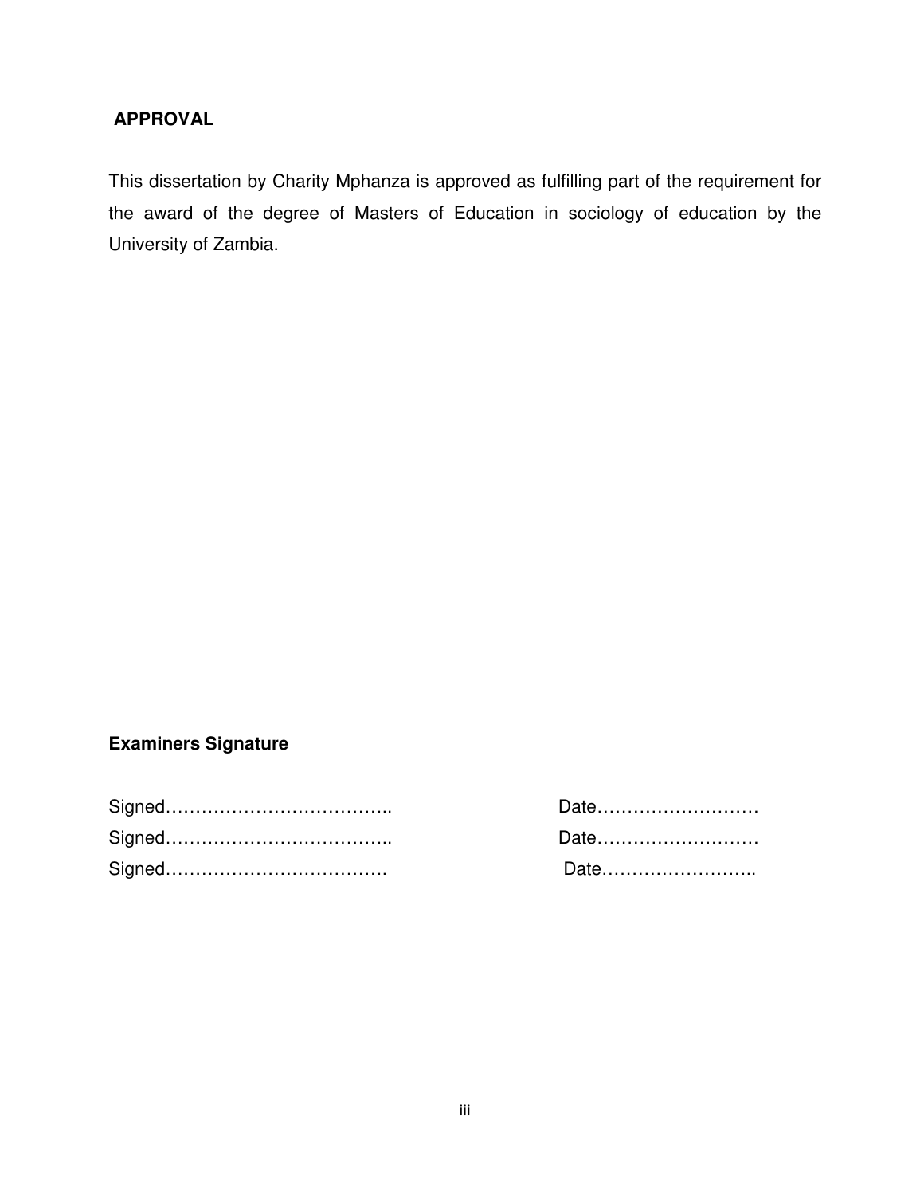## APPROVAL

This dissertation by Charity Mphanza is approved as fulfilling part of the requirement for the award of the degree of Masters of Education in sociology of education by the University of Zambia.

**Examiners Signature**

Signed……………………………….. Date………………………

Signed……………………………….. Date………………………

Signed………………………………. Date……………………..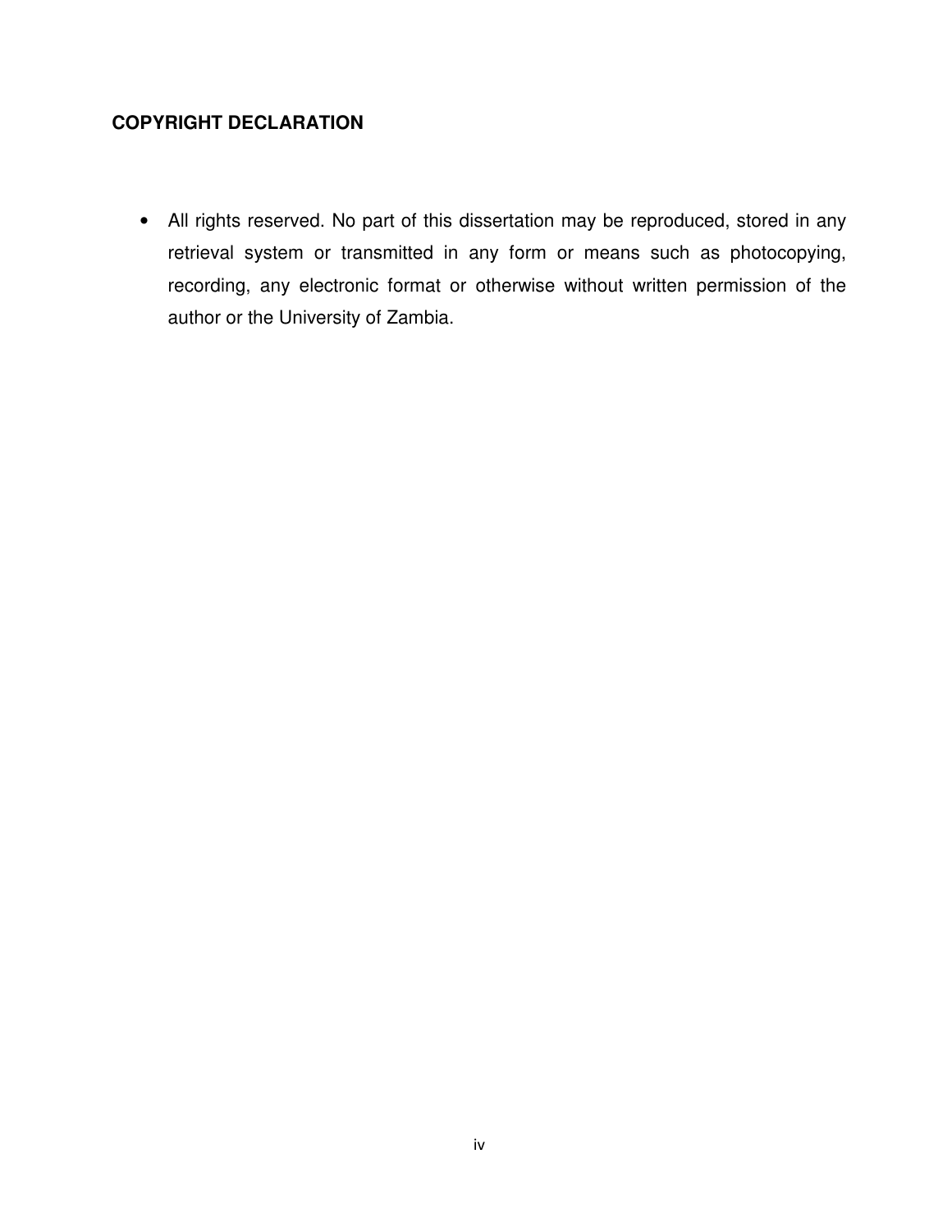## COPYRIGHT DECLARATION

- All rights reserved. No part of this dissertation may be reproduced, stored in any retrieval system or transmitted in any form or means such as photocopying, recording, any electronic format or otherwise without written permission of the author or the University of Zambia.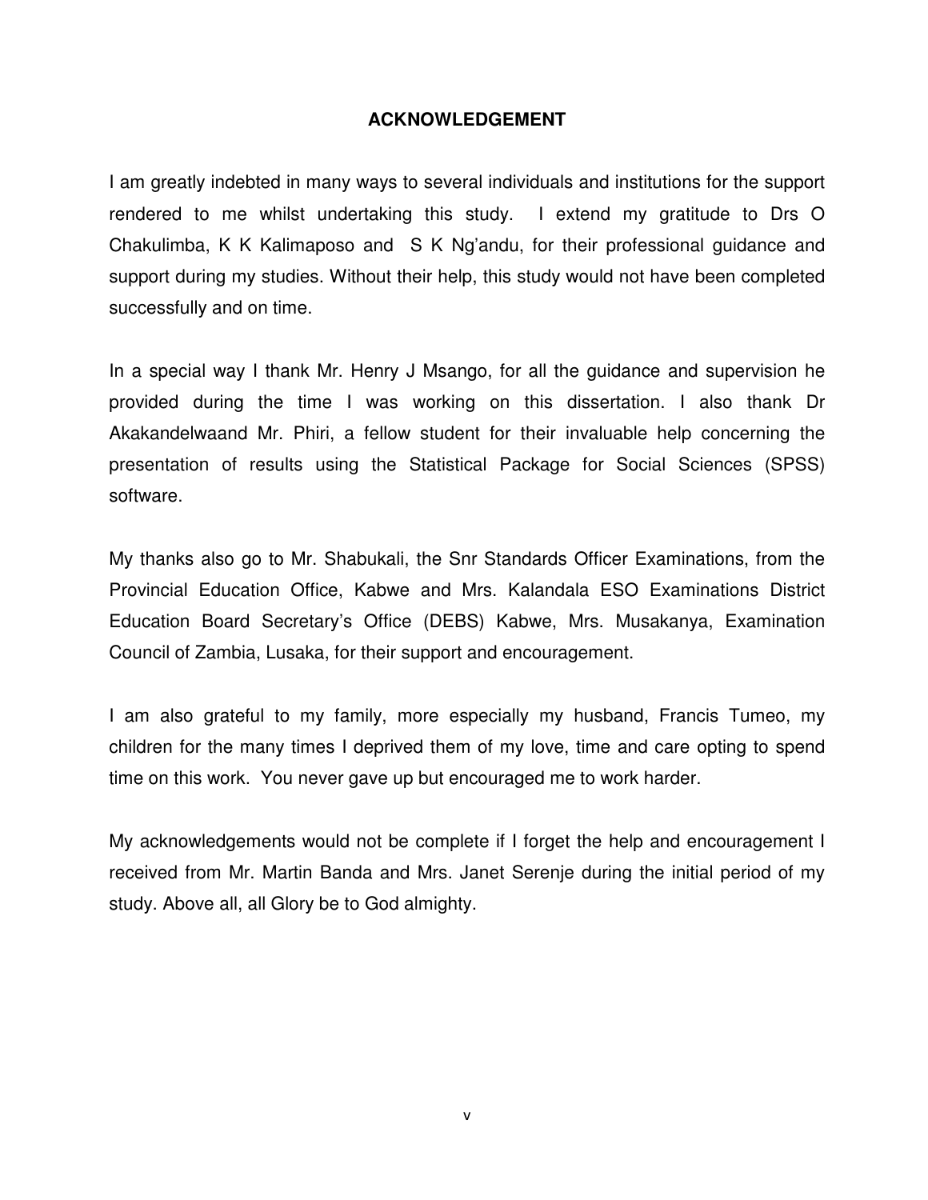# ACKNOWLEDGEMENT

I am greatly indebted in many ways to several individuals and institutions for the support rendered to me whilst undertaking this study. I extend my gratitude to Drs O Chakulimba, K K Kalimaposo and S K Ng'andu, for their professional guidance and support during my studies. Without their help, this study would not have been completed successfully and on time.

In a special way I thank Mr. Henry J Msango, for all the guidance and supervision he provided during the time I was working on this dissertation. I also thank Dr Akakandelwaand Mr. Phiri, a fellow student for their invaluable help concerning the presentation of results using the Statistical Package for Social Sciences (SPSS) software.

My thanks also go to Mr. Shabukali, the Snr Standards Officer Examinations, from the Provincial Education Office, Kabwe and Mrs. Kalandala ESO Examinations District Education Board Secretary's Office (DEBS) Kabwe, Mrs. Musakanya, Examination Council of Zambia, Lusaka, for their support and encouragement.

I am also grateful to my family, more especially my husband, Francis Tumeo, my children for the many times I deprived them of my love, time and care opting to spend time on this work. You never gave up but encouraged me to work harder.

My acknowledgements would not be complete if I forget the help and encouragement I received from Mr. Martin Banda and Mrs. Janet Serenje during the initial period of my study. Above all, all Glory be to God almighty.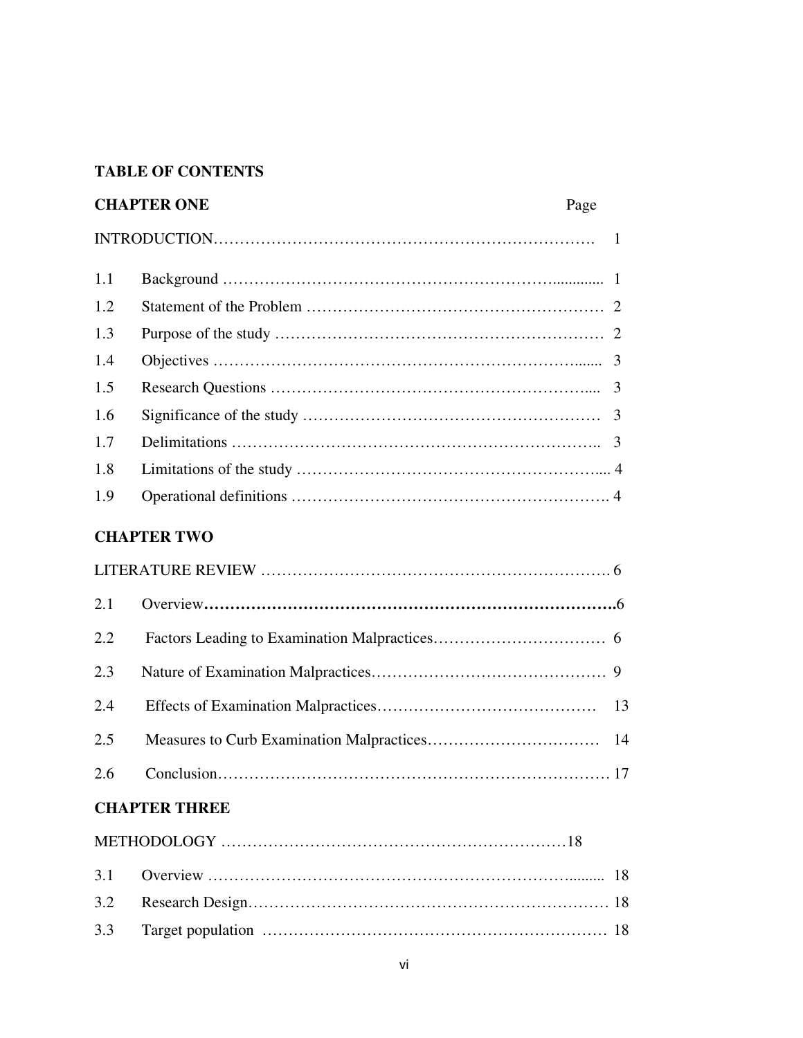**TABLE OF CONTENTS**

**CHAPTER ONE** Page

INTRODUCTION………………………………………………………………… 1

| | | |
|---|---|---|
| 1.1 | Background | 1 |
| 1.2 | Statement of the Problem | 2 |
| 1.3 | Purpose of the study | 2 |
| 1.4 | Objectives | 3 |
| 1.5 | Research Questions | 3 |
| 1.6 | Significance of the study | 3 |
| 1.7 | Delimitations | 3 |
| 1.8 | Limitations of the study | 4 |
| 1.9 | Operational definitions | 4 |

**CHAPTER TWO**

LITERATURE REVIEW ………………………………………………………. 6

| | | |
|---|---|---|
| 2.1 | Overview | 6 |
| 2.2 | Factors Leading to Examination Malpractices | 6 |
| 2.3 | Nature of Examination Malpractices | 9 |
| 2.4 | Effects of Examination Malpractices | 13 |
| 2.5 | Measures to Curb Examination Malpractices | 14 |
| 2.6 | Conclusion | 17 |

**CHAPTER THREE**

METHODOLOGY …………………………………………………………18

| | | |
|---|---|---|
| 3.1 | Overview | 18 |
| 3.2 | Research Design | 18 |
| 3.3 | Target population | 18 |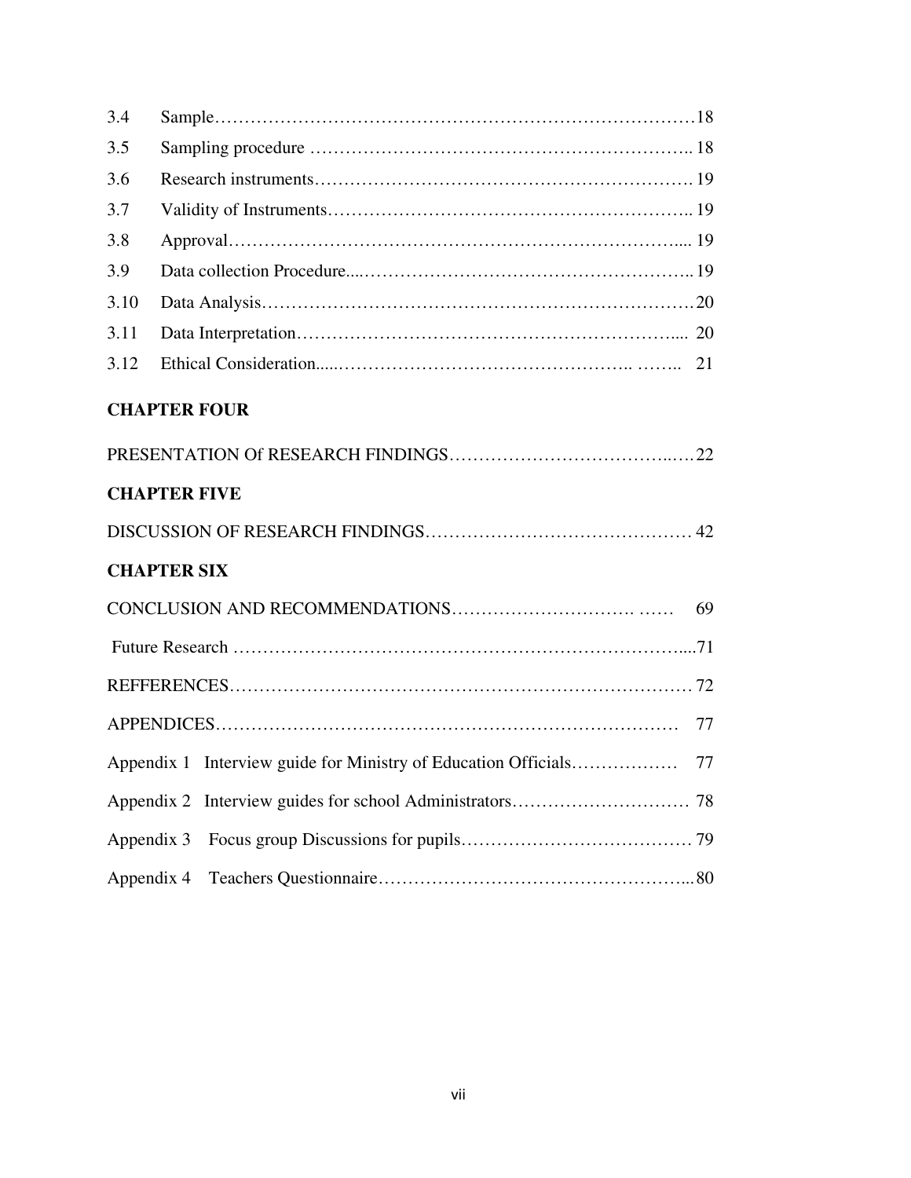| | | |
|---|---|---|
| 3.4 | Sample | 18 |
| 3.5 | Sampling procedure | 18 |
| 3.6 | Research instruments | 19 |
| 3.7 | Validity of Instruments | 19 |
| 3.8 | Approval | 19 |
| 3.9 | Data collection Procedure | 19 |
| 3.10 | Data Analysis | 20 |
| 3.11 | Data Interpretation | 20 |
| 3.12 | Ethical Consideration | 21 |

**CHAPTER FOUR**

PRESENTATION Of RESEARCH FINDINGS……………………………………22

**CHAPTER FIVE**

DISCUSSION OF RESEARCH FINDINGS……………………………………… 42

**CHAPTER SIX**

CONCLUSION AND RECOMMENDATIONS…………………………. …… 69

Future Research ……………………………………………………………………....71

REFFERENCES…………………………………………………………………… 72

APPENDICES……………………………………………………………………… 77

Appendix 1 Interview guide for Ministry of Education Officials……………… 77

Appendix 2 Interview guides for school Administrators………………………… 78

Appendix 3 Focus group Discussions for pupils………………………………… 79

Appendix 4 Teachers Questionnaire……………………………………………...80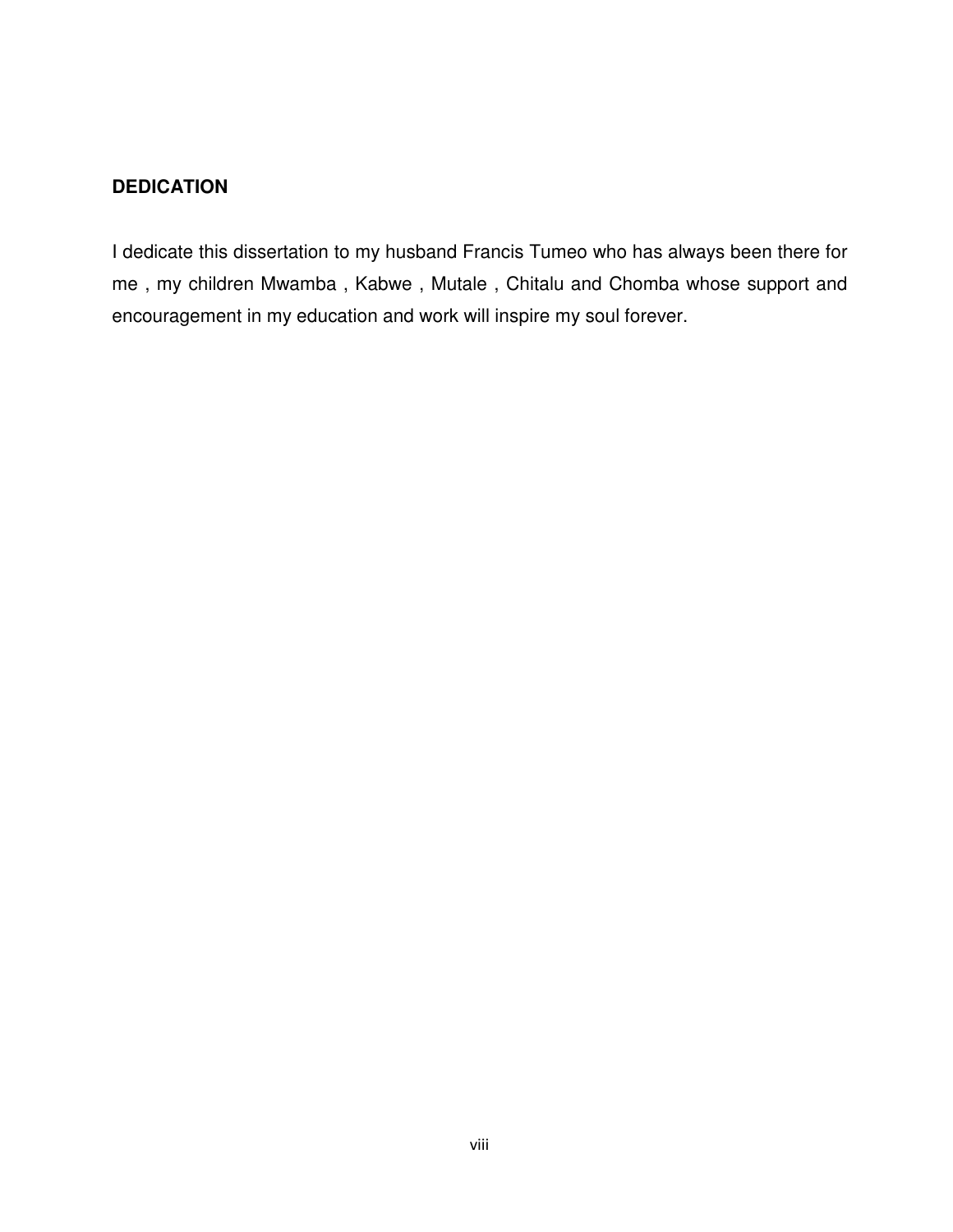## DEDICATION

I dedicate this dissertation to my husband Francis Tumeo who has always been there for me , my children Mwamba , Kabwe , Mutale , Chitalu and Chomba whose support and encouragement in my education and work will inspire my soul forever.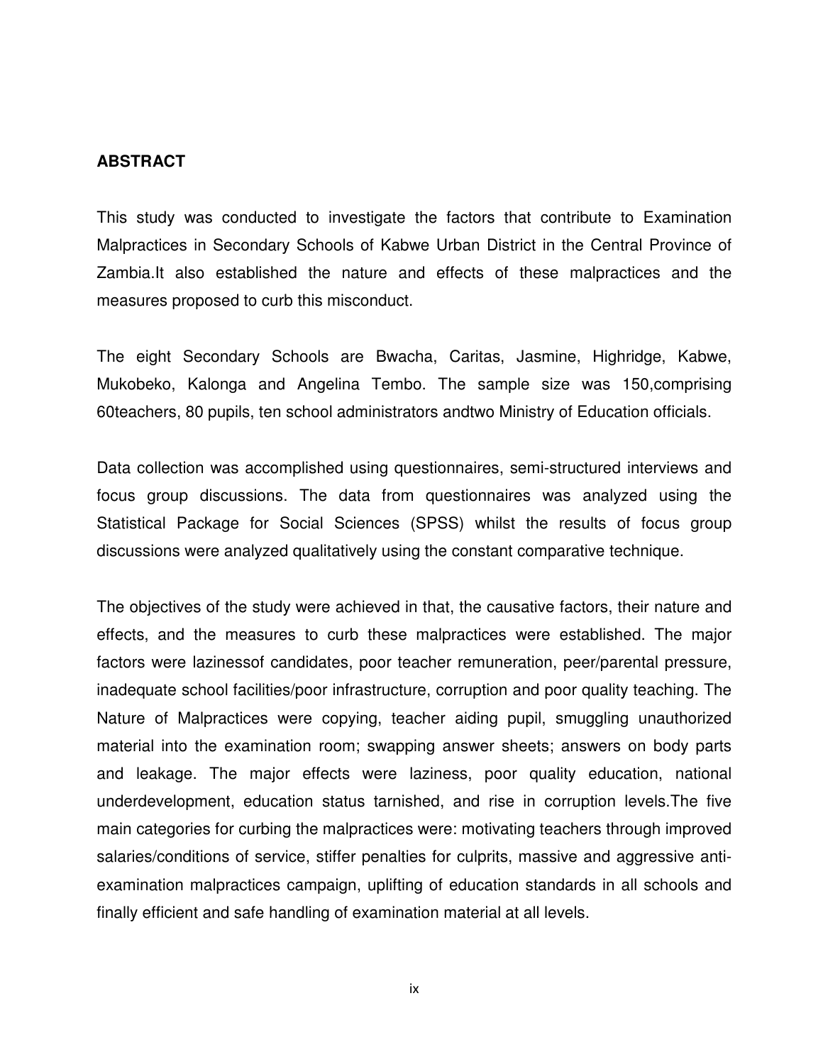## ABSTRACT

This study was conducted to investigate the factors that contribute to Examination Malpractices in Secondary Schools of Kabwe Urban District in the Central Province of Zambia.It also established the nature and effects of these malpractices and the measures proposed to curb this misconduct.

The eight Secondary Schools are Bwacha, Caritas, Jasmine, Highridge, Kabwe, Mukobeko, Kalonga and Angelina Tembo. The sample size was 150,comprising 60teachers, 80 pupils, ten school administrators andtwo Ministry of Education officials.

Data collection was accomplished using questionnaires, semi-structured interviews and focus group discussions. The data from questionnaires was analyzed using the Statistical Package for Social Sciences (SPSS) whilst the results of focus group discussions were analyzed qualitatively using the constant comparative technique.

The objectives of the study were achieved in that, the causative factors, their nature and effects, and the measures to curb these malpractices were established. The major factors were lazinessof candidates, poor teacher remuneration, peer/parental pressure, inadequate school facilities/poor infrastructure, corruption and poor quality teaching. The Nature of Malpractices were copying, teacher aiding pupil, smuggling unauthorized material into the examination room; swapping answer sheets; answers on body parts and leakage. The major effects were laziness, poor quality education, national underdevelopment, education status tarnished, and rise in corruption levels.The five main categories for curbing the malpractices were: motivating teachers through improved salaries/conditions of service, stiffer penalties for culprits, massive and aggressive anti-examination malpractices campaign, uplifting of education standards in all schools and finally efficient and safe handling of examination material at all levels.